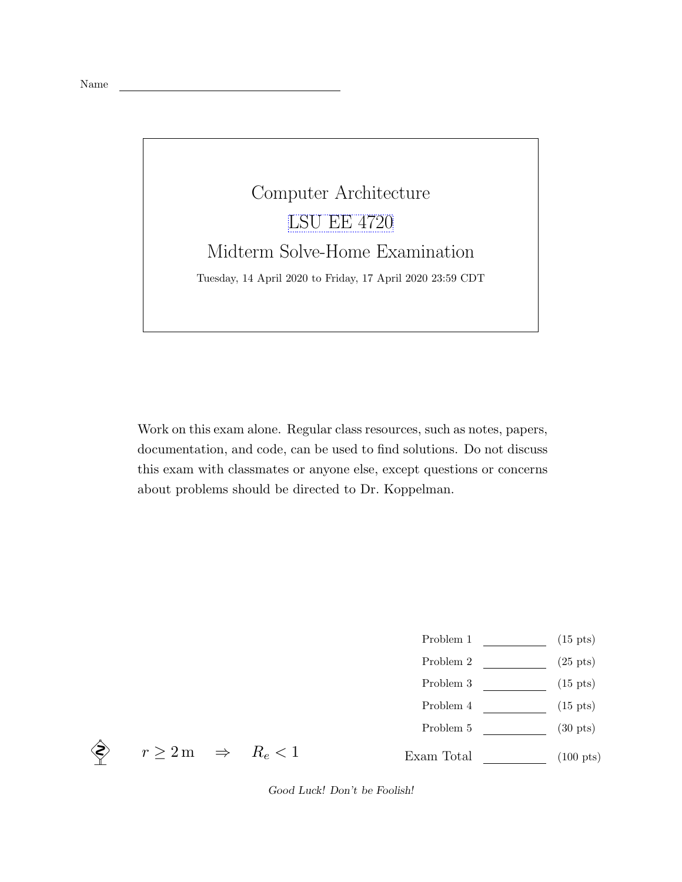Name ______________________________

# Computer Architecture

## LSU EE 4720

## Midterm Solve-Home Examination

Tuesday, 14 April 2020 to Friday, 17 April 2020 23:59 CDT

Work on this exam alone. Regular class resources, such as notes, papers, documentation, and code, can be used to find solutions. Do not discuss this exam with classmates or anyone else, except questions or concerns about problems should be directed to Dr. Koppelman.

| | | |
|---|---|---|
| Problem 1 | ________ | (15 pts) |
| Problem 2 | ________ | (25 pts) |
| Problem 3 | ________ | (15 pts) |
| Problem 4 | ________ | (15 pts) |
| Problem 5 | ________ | (30 pts) |
| Exam Total | ________ | (100 pts) |

$r \geq 2\,\mathrm{m} \quad \Rightarrow \quad R_e < 1$

*Good Luck! Don't be Foolish!*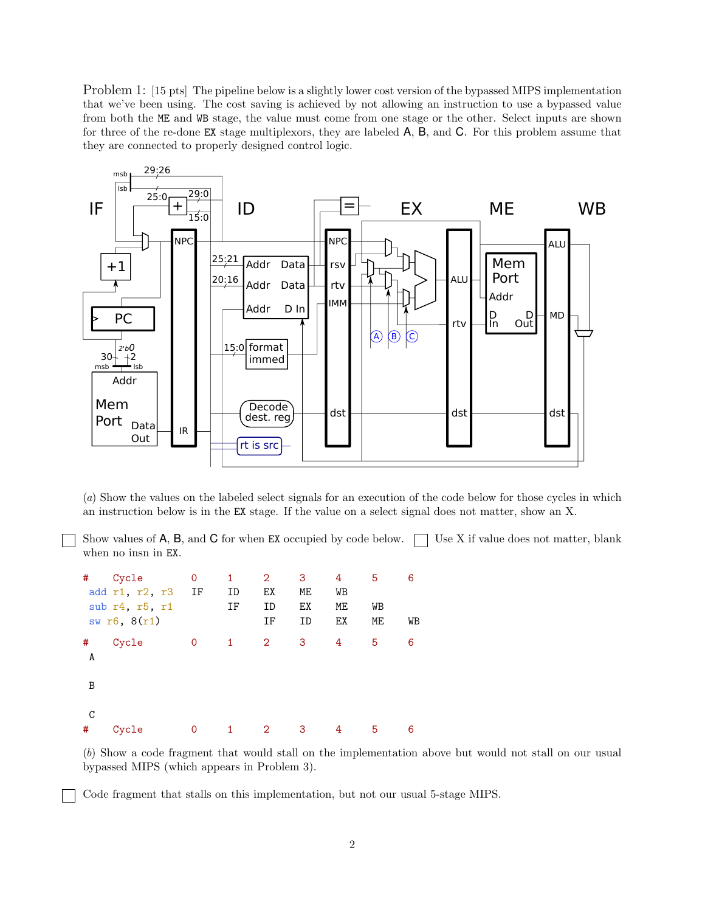Problem 1: [15 pts] The pipeline below is a slightly lower cost version of the bypassed MIPS implementation that we've been using. The cost saving is achieved by not allowing an instruction to use a bypassed value from both the ME and WB stage, the value must come from one stage or the other. Select inputs are shown for three of the re-done EX stage multiplexors, they are labeled A, B, and C. For this problem assume that they are connected to properly designed control logic.

(*a*) Show the values on the labeled select signals for an execution of the code below for those cycles in which an instruction below is in the EX stage. If the value on a select signal does not matter, show an X.

☐ Show values of A, B, and C for when EX occupied by code below. ☐ Use X if value does not matter, blank when no insn in EX.

```
# Cycle           0    1    2    3    4    5    6
 add r1, r2, r3   IF   ID   EX   ME   WB
 sub r4, r5, r1        IF   ID   EX   ME   WB
 sw r6, 8(r1)               IF   ID   EX   ME   WB
```

```
# Cycle           0    1    2    3    4    5    6
 A

 B

 C
# Cycle           0    1    2    3    4    5    6
```

(*b*) Show a code fragment that would stall on the implementation above but would not stall on our usual bypassed MIPS (which appears in Problem 3).

☐ Code fragment that stalls on this implementation, but not our usual 5-stage MIPS.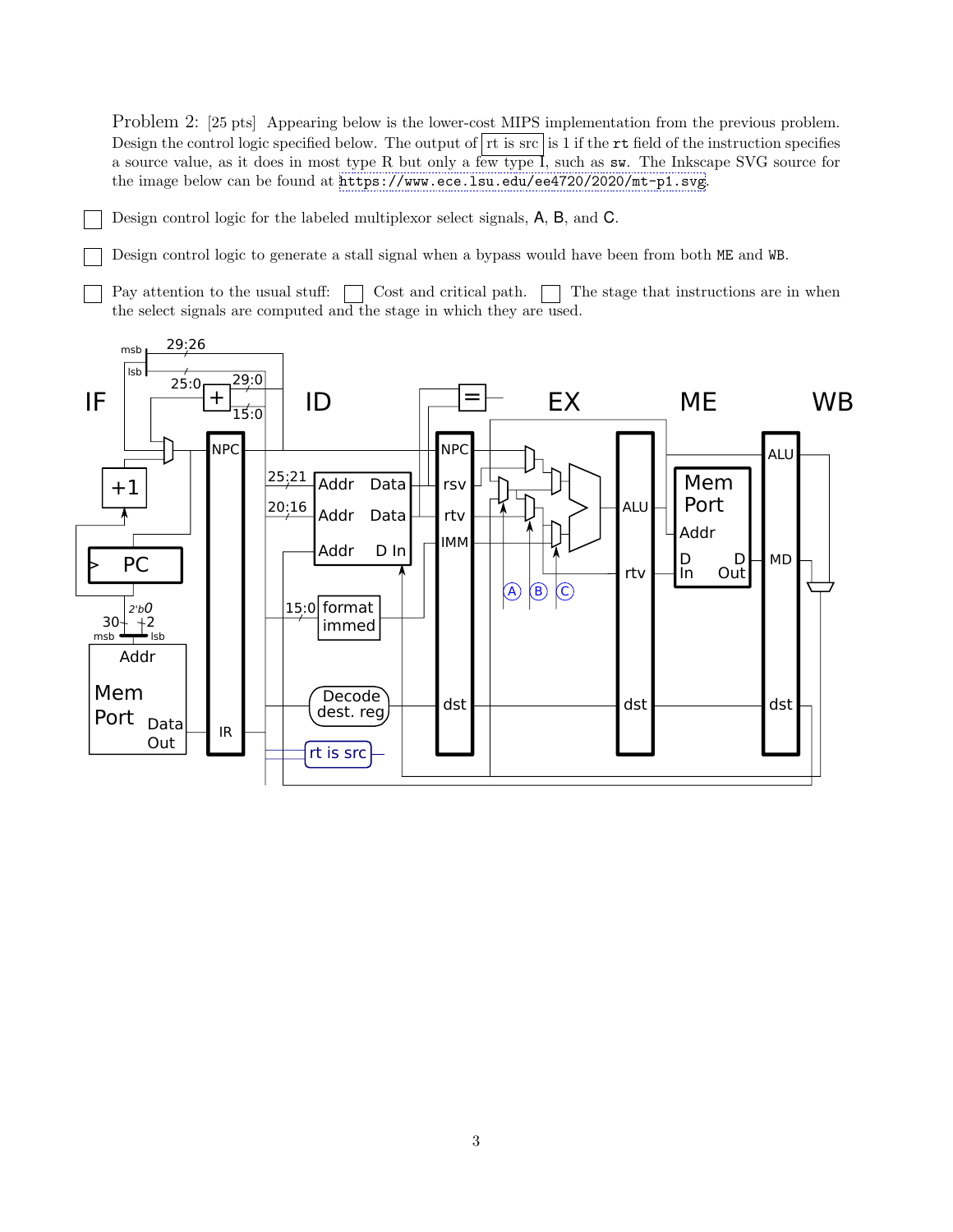Problem 2: [25 pts] Appearing below is the lower-cost MIPS implementation from the previous problem. Design the control logic specified below. The output of `rt is src` is 1 if the `rt` field of the instruction specifies a source value, as it does in most type R but only a few type I, such as `sw`. The Inkscape SVG source for the image below can be found at https://www.ece.lsu.edu/ee4720/2020/mt-p1.svg.

☐ Design control logic for the labeled multiplexor select signals, A, B, and C.

☐ Design control logic to generate a stall signal when a bypass would have been from both `ME` and `WB`.

☐ Pay attention to the usual stuff: ☐ Cost and critical path. ☐ The stage that instructions are in when the select signals are computed and the stage in which they are used.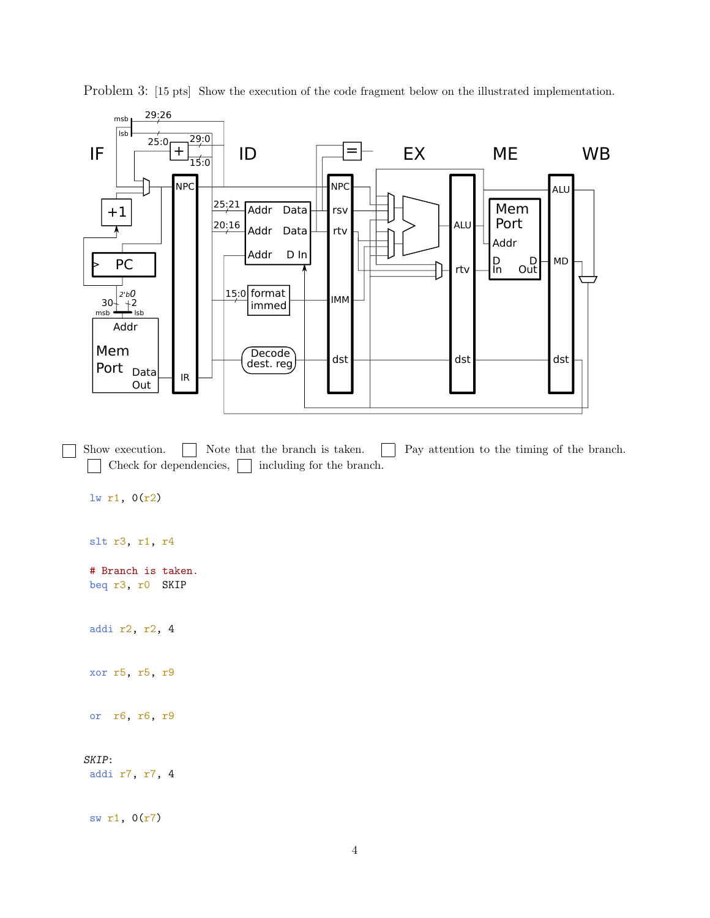Problem 3: [15 pts] Show the execution of the code fragment below on the illustrated implementation.

☐ Show execution. ☐ Note that the branch is taken. ☐ Pay attention to the timing of the branch.
☐ Check for dependencies, ☐ including for the branch.

```
lw r1, 0(r2)


slt r3, r1, r4

# Branch is taken.
beq r3, r0  SKIP


addi r2, r2, 4


xor r5, r5, r9


or  r6, r6, r9


SKIP:
addi r7, r7, 4


sw r1, 0(r7)
```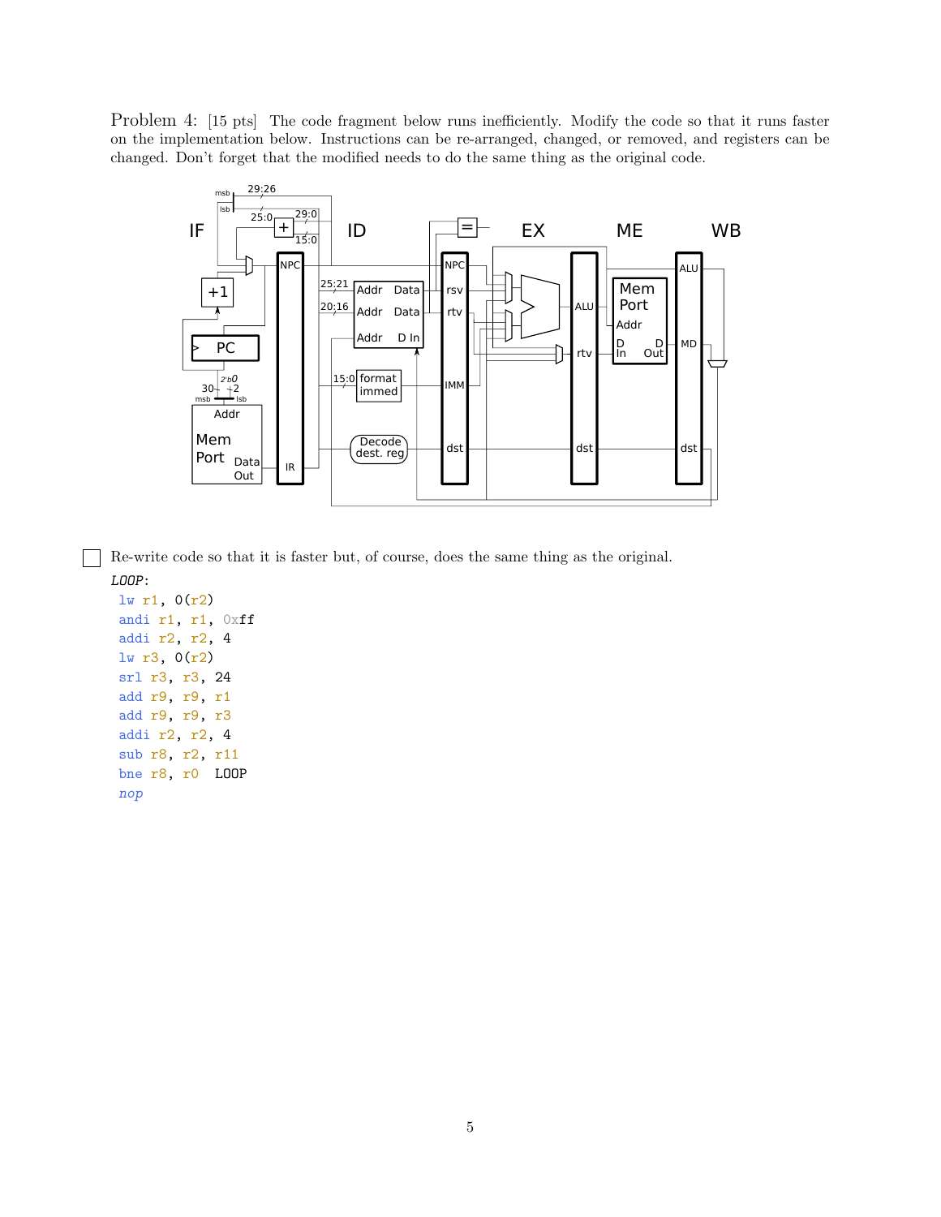Problem 4: [15 pts] The code fragment below runs inefficiently. Modify the code so that it runs faster on the implementation below. Instructions can be re-arranged, changed, or removed, and registers can be changed. Don't forget that the modified needs to do the same thing as the original code.

☐ Re-write code so that it is faster but, of course, does the same thing as the original.

```
LOOP:
lw r1, 0(r2)
andi r1, r1, 0xff
addi r2, r2, 4
lw r3, 0(r2)
srl r3, r3, 24
add r9, r9, r1
add r9, r9, r3
addi r2, r2, 4
sub r8, r2, r11
bne r8, r0  LOOP
nop
```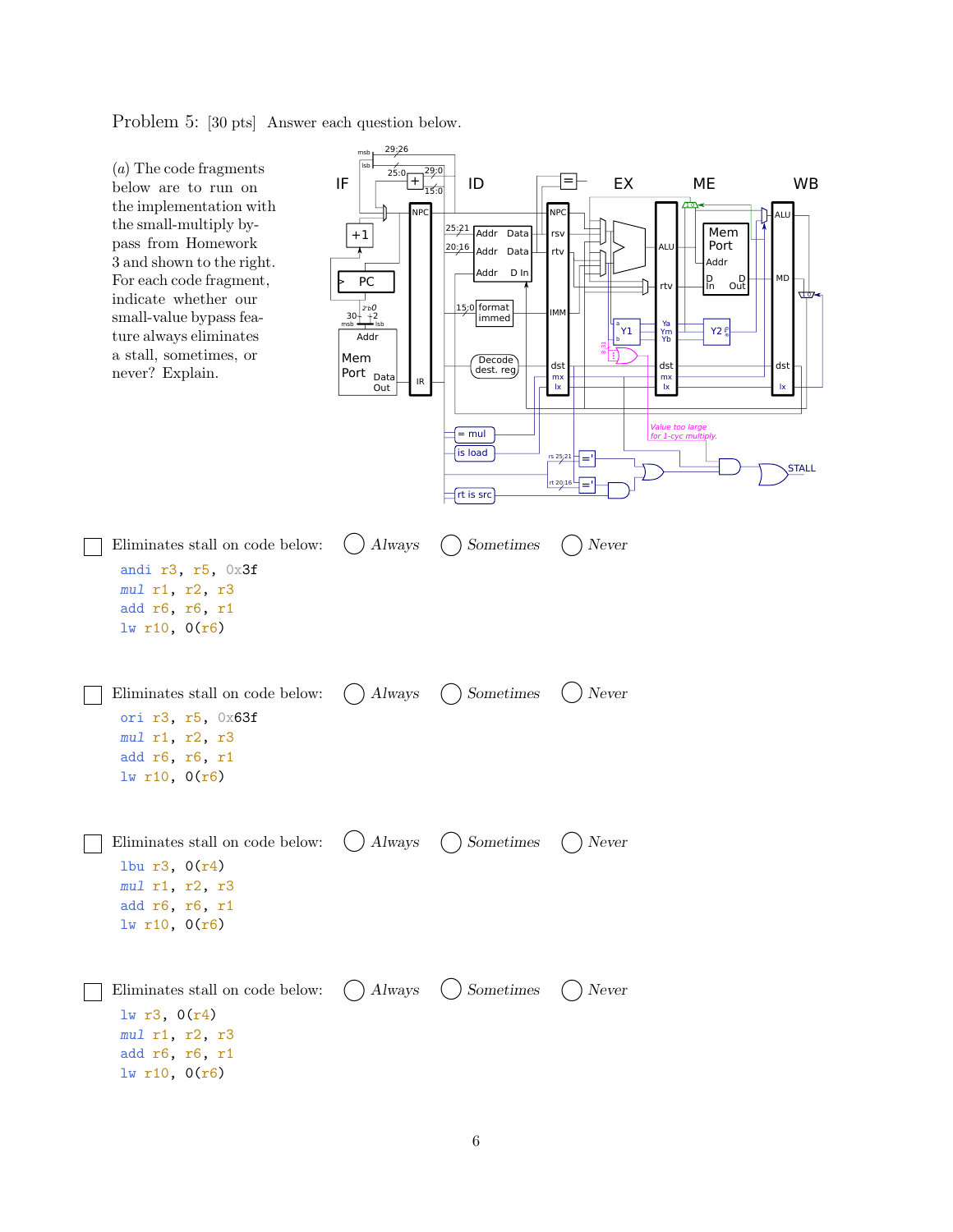Problem 5: [30 pts] Answer each question below.

(*a*) The code fragments below are to run on the implementation with the small-multiply bypass from Homework 3 and shown to the right. For each code fragment, indicate whether our small-value bypass feature always eliminates a stall, sometimes, or never? Explain.

☐ Eliminates stall on code below: ◯ *Always* ◯ *Sometimes* ◯ *Never*

```
andi r3, r5, 0x3f
mul r1, r2, r3
add r6, r6, r1
lw r10, 0(r6)
```

☐ Eliminates stall on code below: ◯ *Always* ◯ *Sometimes* ◯ *Never*

```
ori r3, r5, 0x63f
mul r1, r2, r3
add r6, r6, r1
lw r10, 0(r6)
```

☐ Eliminates stall on code below: ◯ *Always* ◯ *Sometimes* ◯ *Never*

```
lbu r3, 0(r4)
mul r1, r2, r3
add r6, r6, r1
lw r10, 0(r6)
```

☐ Eliminates stall on code below: ◯ *Always* ◯ *Sometimes* ◯ *Never*

```
lw r3, 0(r4)
mul r1, r2, r3
add r6, r6, r1
lw r10, 0(r6)
```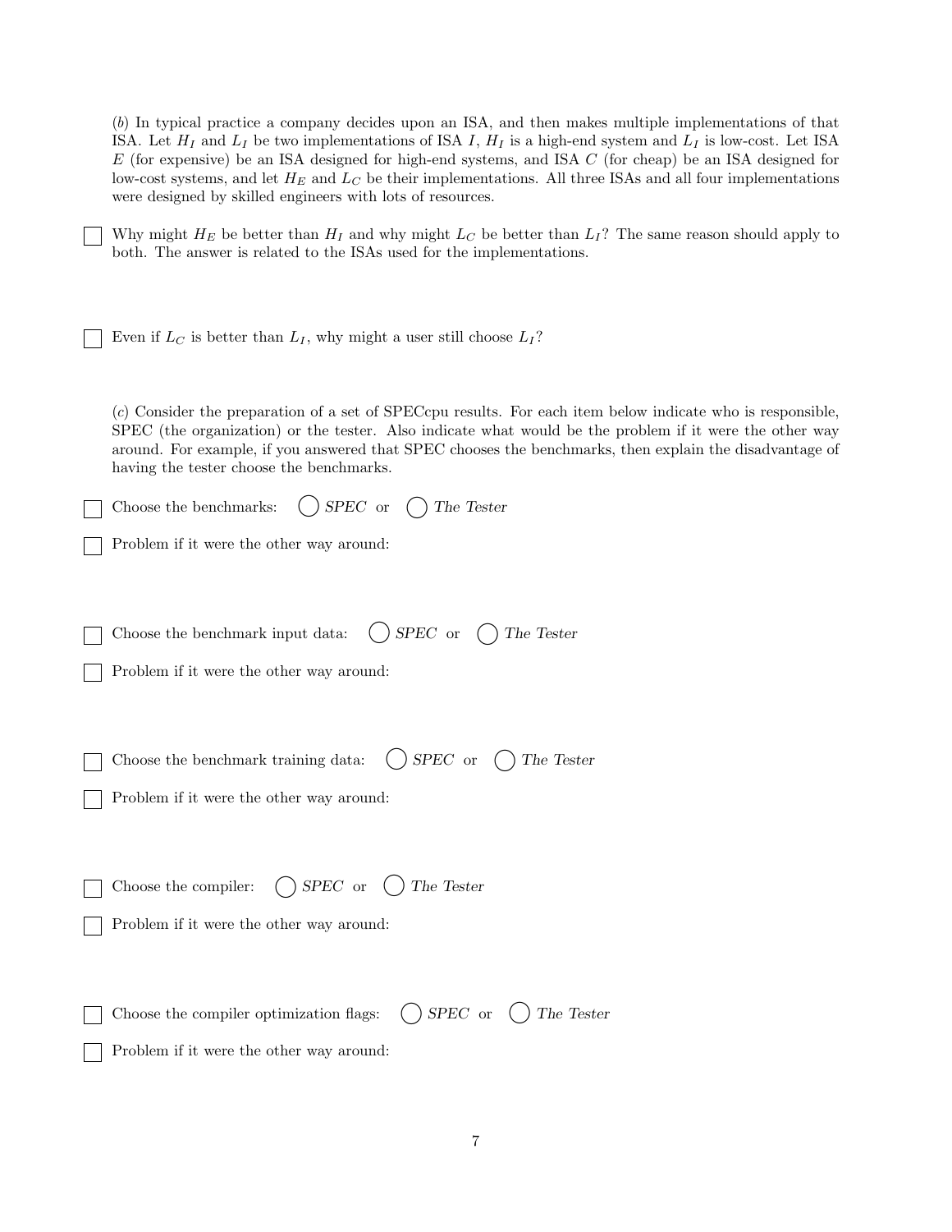(*b*) In typical practice a company decides upon an ISA, and then makes multiple implementations of that ISA. Let $H_I$ and $L_I$ be two implementations of ISA $I$, $H_I$ is a high-end system and $L_I$ is low-cost. Let ISA $E$ (for expensive) be an ISA designed for high-end systems, and ISA $C$ (for cheap) be an ISA designed for low-cost systems, and let $H_E$ and $L_C$ be their implementations. All three ISAs and all four implementations were designed by skilled engineers with lots of resources.

☐ Why might $H_E$ be better than $H_I$ and why might $L_C$ be better than $L_I$? The same reason should apply to both. The answer is related to the ISAs used for the implementations.

☐ Even if $L_C$ is better than $L_I$, why might a user still choose $L_I$?

(*c*) Consider the preparation of a set of SPECcpu results. For each item below indicate who is responsible, SPEC (the organization) or the tester. Also indicate what would be the problem if it were the other way around. For example, if you answered that SPEC chooses the benchmarks, then explain the disadvantage of having the tester choose the benchmarks.

☐ Choose the benchmarks: ◯ *SPEC* or ◯ *The Tester*

☐ Problem if it were the other way around:

☐ Choose the benchmark input data: ◯ *SPEC* or ◯ *The Tester*

☐ Problem if it were the other way around:

☐ Choose the benchmark training data: ◯ *SPEC* or ◯ *The Tester*

☐ Problem if it were the other way around:

☐ Choose the compiler: ◯ *SPEC* or ◯ *The Tester*

☐ Problem if it were the other way around:

☐ Choose the compiler optimization flags: ◯ *SPEC* or ◯ *The Tester*

☐ Problem if it were the other way around: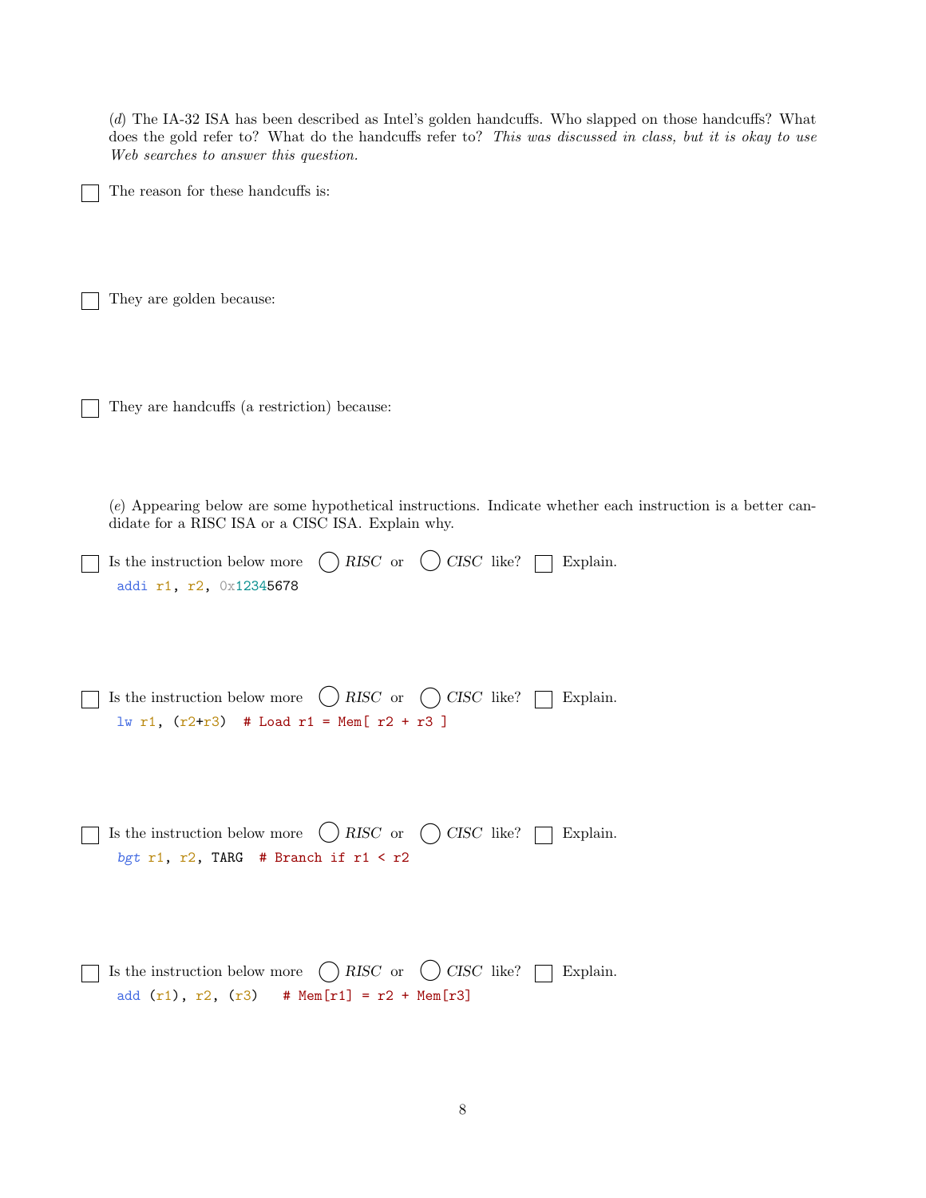(*d*) The IA-32 ISA has been described as Intel's golden handcuffs. Who slapped on those handcuffs? What does the gold refer to? What do the handcuffs refer to? *This was discussed in class, but it is okay to use Web searches to answer this question.*

☐ The reason for these handcuffs is:

☐ They are golden because:

☐ They are handcuffs (a restriction) because:

(*e*) Appearing below are some hypothetical instructions. Indicate whether each instruction is a better candidate for a RISC ISA or a CISC ISA. Explain why.

☐ Is the instruction below more ◯ *RISC* or ◯ *CISC* like? ☐ Explain.

```
addi r1, r2, 0x12345678
```

☐ Is the instruction below more ◯ *RISC* or ◯ *CISC* like? ☐ Explain.

```
lw r1, (r2+r3)  # Load r1 = Mem[ r2 + r3 ]
```

☐ Is the instruction below more ◯ *RISC* or ◯ *CISC* like? ☐ Explain.

```
bgt r1, r2, TARG  # Branch if r1 < r2
```

☐ Is the instruction below more ◯ *RISC* or ◯ *CISC* like? ☐ Explain.

```
add (r1), r2, (r3)   # Mem[r1] = r2 + Mem[r3]
```